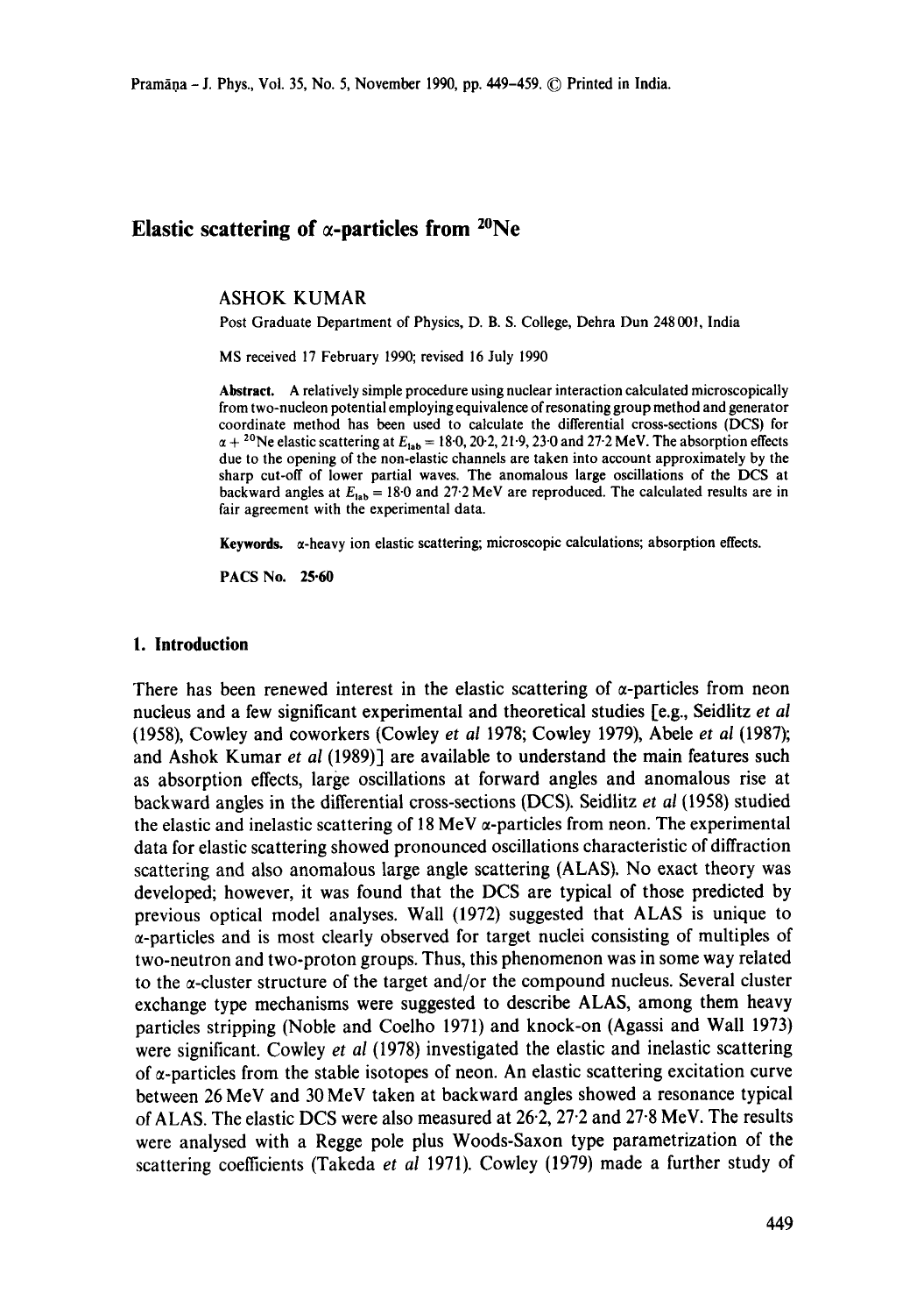# Elastic scattering of $\alpha$-particles from $^{20}$Ne

ASHOK KUMAR

Post Graduate Department of Physics, D. B. S. College, Dehra Dun 248 001, India

MS received 17 February 1990; revised 16 July 1990

**Abstract.** A relatively simple procedure using nuclear interaction calculated microscopically from two-nucleon potential employing equivalence of resonating group method and generator coordinate method has been used to calculate the differential cross-sections (DCS) for $\alpha + {}^{20}$Ne elastic scattering at $E_{lab} = 18{\cdot}0$, $20{\cdot}2$, $21{\cdot}9$, $23{\cdot}0$ and $27{\cdot}2$ MeV. The absorption effects due to the opening of the non-elastic channels are taken into account approximately by the sharp cut-off of lower partial waves. The anomalous large oscillations of the DCS at backward angles at $E_{lab} = 18{\cdot}0$ and $27{\cdot}2$ MeV are reproduced. The calculated results are in fair agreement with the experimental data.

**Keywords.** $\alpha$-heavy ion elastic scattering; microscopic calculations; absorption effects.

**PACS No. 25·60**

## 1. Introduction

There has been renewed interest in the elastic scattering of $\alpha$-particles from neon nucleus and a few significant experimental and theoretical studies [e.g., Seidlitz *et al* (1958), Cowley and coworkers (Cowley *et al* 1978; Cowley 1979), Abele *et al* (1987); and Ashok Kumar *et al* (1989)] are available to understand the main features such as absorption effects, large oscillations at forward angles and anomalous rise at backward angles in the differential cross-sections (DCS). Seidlitz *et al* (1958) studied the elastic and inelastic scattering of 18 MeV $\alpha$-particles from neon. The experimental data for elastic scattering showed pronounced oscillations characteristic of diffraction scattering and also anomalous large angle scattering (ALAS). No exact theory was developed; however, it was found that the DCS are typical of those predicted by previous optical model analyses. Wall (1972) suggested that ALAS is unique to $\alpha$-particles and is most clearly observed for target nuclei consisting of multiples of two-neutron and two-proton groups. Thus, this phenomenon was in some way related to the $\alpha$-cluster structure of the target and/or the compound nucleus. Several cluster exchange type mechanisms were suggested to describe ALAS, among them heavy particles stripping (Noble and Coelho 1971) and knock-on (Agassi and Wall 1973) were significant. Cowley *et al* (1978) investigated the elastic and inelastic scattering of $\alpha$-particles from the stable isotopes of neon. An elastic scattering excitation curve between 26 MeV and 30 MeV taken at backward angles showed a resonance typical of ALAS. The elastic DCS were also measured at 26·2, 27·2 and 27·8 MeV. The results were analysed with a Regge pole plus Woods-Saxon type parametrization of the scattering coefficients (Takeda *et al* 1971). Cowley (1979) made a further study of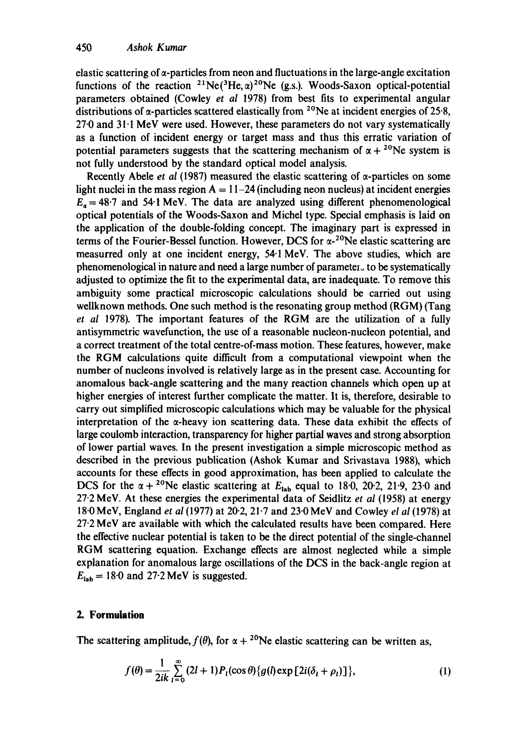elastic scattering of α-particles from neon and fluctuations in the large-angle excitation functions of the reaction $^{21}Ne(^{3}He,\alpha)^{20}Ne$ (g.s.). Woods-Saxon optical-potential parameters obtained (Cowley *et al* 1978) from best fits to experimental angular distributions of α-particles scattered elastically from $^{20}Ne$ at incident energies of 25·8, 27·0 and 31·1 MeV were used. However, these parameters do not vary systematically as a function of incident energy or target mass and thus this erratic variation of potential parameters suggests that the scattering mechanism of $\alpha + {}^{20}Ne$ system is not fully understood by the standard optical model analysis.

Recently Abele *et al* (1987) measured the elastic scattering of α-particles on some light nuclei in the mass region A = 11–24 (including neon nucleus) at incident energies $E_\alpha = 48{\cdot}7$ and 54·1 MeV. The data are analyzed using different phenomenological optical potentials of the Woods-Saxon and Michel type. Special emphasis is laid on the application of the double-folding concept. The imaginary part is expressed in terms of the Fourier-Bessel function. However, DCS for $\alpha$-$^{20}Ne$ elastic scattering are measurred only at one incident energy, 54·1 MeV. The above studies, which are phenomenological in nature and need a large number of parameters to be systematically adjusted to optimize the fit to the experimental data, are inadequate. To remove this ambiguity some practical microscopic calculations should be carried out using wellknown methods. One such method is the resonating group method (RGM) (Tang *et al* 1978). The important features of the RGM are the utilization of a fully antisymmetric wavefunction, the use of a reasonable nucleon-nucleon potential, and a correct treatment of the total centre-of-mass motion. These features, however, make the RGM calculations quite difficult from a computational viewpoint when the number of nucleons involved is relatively large as in the present case. Accounting for anomalous back-angle scattering and the many reaction channels which open up at higher energies of interest further complicate the matter. It is, therefore, desirable to carry out simplified microscopic calculations which may be valuable for the physical interpretation of the α-heavy ion scattering data. These data exhibit the effects of large coulomb interaction, transparency for higher partial waves and strong absorption of lower partial waves. In the present investigation a simple microscopic method as described in the previous publication (Ashok Kumar and Srivastava 1988), which accounts for these effects in good approximation, has been applied to calculate the DCS for the $\alpha + {}^{20}Ne$ elastic scattering at $E_{lab}$ equal to 18·0, 20·2, 21·9, 23·0 and 27·2 MeV. At these energies the experimental data of Seidlitz *et al* (1958) at energy 18·0 MeV, England *et al* (1977) at 20·2, 21·7 and 23·0 MeV and Cowley *el al* (1978) at 27·2 MeV are available with which the calculated results have been compared. Here the effective nuclear potential is taken to be the direct potential of the single-channel RGM scattering equation. Exchange effects are almost neglected while a simple explanation for anomalous large oscillations of the DCS in the back-angle region at $E_{lab} = 18{\cdot}0$ and 27·2 MeV is suggested.

## 2. Formulation

The scattering amplitude, $f(\theta)$, for $\alpha + {}^{20}Ne$ elastic scattering can be written as,

$$f(\theta) = \frac{1}{2ik}\sum_{l=0}^{\infty}(2l+1)P_l(\cos\theta)\{g(l)\exp[2i(\delta_l + \rho_l)]\}, \tag{1}$$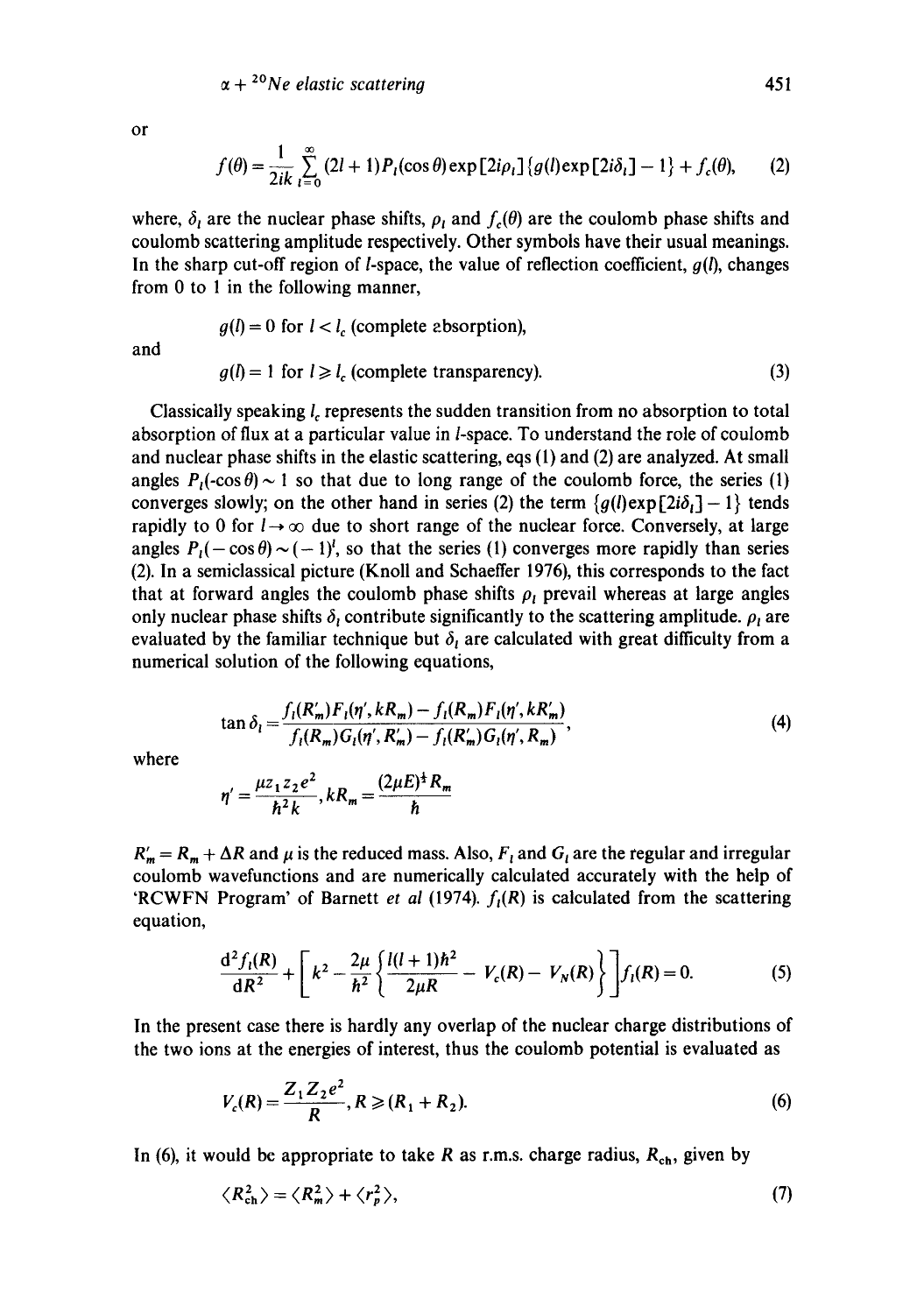or

$$f(\theta) = \frac{1}{2ik}\sum_{l=0}^{\infty}(2l+1)P_l(\cos\theta)\exp[2i\rho_l]\{g(l)\exp[2i\delta_l] - 1\} + f_c(\theta), \tag{2}$$

where, $\delta_l$ are the nuclear phase shifts, $\rho_l$ and $f_c(\theta)$ are the coulomb phase shifts and coulomb scattering amplitude respectively. Other symbols have their usual meanings. In the sharp cut-off region of $l$-space, the value of reflection coefficient, $g(l)$, changes from 0 to 1 in the following manner,

$$g(l) = 0 \text{ for } l < l_c \text{ (complete absorption),}$$

and

$$g(l) = 1 \text{ for } l \geqslant l_c \text{ (complete transparency).} \tag{3}$$

Classically speaking $l_c$ represents the sudden transition from no absorption to total absorption of flux at a particular value in $l$-space. To understand the role of coulomb and nuclear phase shifts in the elastic scattering, eqs (1) and (2) are analyzed. At small angles $P_l(\text{-}\cos\theta) \sim 1$ so that due to long range of the coulomb force, the series (1) converges slowly; on the other hand in series (2) the term $\{g(l)\exp[2i\delta_l] - 1\}$ tends rapidly to 0 for $l \to \infty$ due to short range of the nuclear force. Conversely, at large angles $P_l(-\cos\theta) \sim (-1)^l$, so that the series (1) converges more rapidly than series (2). In a semiclassical picture (Knoll and Schaeffer 1976), this corresponds to the fact that at forward angles the coulomb phase shifts $\rho_l$ prevail whereas at large angles only nuclear phase shifts $\delta_l$ contribute significantly to the scattering amplitude. $\rho_l$ are evaluated by the familiar technique but $\delta_l$ are calculated with great difficulty from a numerical solution of the following equations,

$$\tan\delta_l = \frac{f_l(R'_m)F_l(\eta', kR_m) - f_l(R_m)F_l(\eta', kR'_m)}{f_l(R_m)G_l(\eta', R'_m) - f_l(R'_m)G_l(\eta', R_m)}, \tag{4}$$

where

$$\eta' = \frac{\mu z_1 z_2 e^2}{\hbar^2 k}, \quad kR_m = \frac{(2\mu E)^{\frac{1}{2}} R_m}{\hbar}$$

$R'_m = R_m + \Delta R$ and $\mu$ is the reduced mass. Also, $F_l$ and $G_l$ are the regular and irregular coulomb wavefunctions and are numerically calculated accurately with the help of 'RCWFN Program' of Barnett *et al* (1974). $f_l(R)$ is calculated from the scattering equation,

$$\frac{d^2 f_l(R)}{dR^2} + \left[k^2 - \frac{2\mu}{\hbar^2}\left\{\frac{l(l+1)\hbar^2}{2\mu R} - V_c(R) - V_N(R)\right\}\right]f_l(R) = 0. \tag{5}$$

In the present case there is hardly any overlap of the nuclear charge distributions of the two ions at the energies of interest, thus the coulomb potential is evaluated as

$$V_c(R) = \frac{Z_1 Z_2 e^2}{R}, R \geqslant (R_1 + R_2). \tag{6}$$

In (6), it would be appropriate to take $R$ as r.m.s. charge radius, $R_{ch}$, given by

$$\langle R_{ch}^2 \rangle = \langle R_m^2 \rangle + \langle r_p^2 \rangle, \tag{7}$$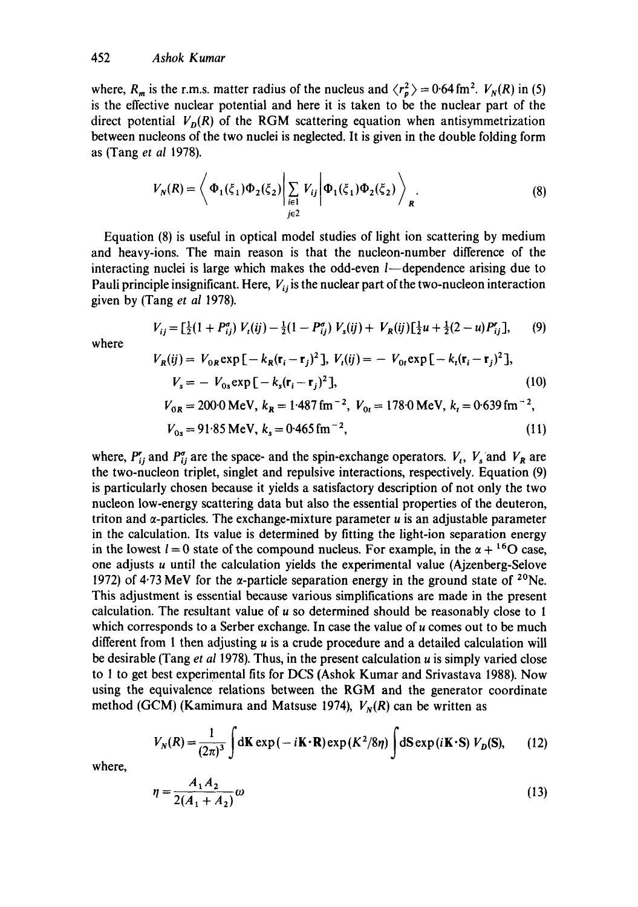where, $R_m$ is the r.m.s. matter radius of the nucleus and $\langle r_p^2 \rangle = 0{\cdot}64\,\text{fm}^2$. $V_N(R)$ in (5) is the effective nuclear potential and here it is taken to be the nuclear part of the direct potential $V_D(R)$ of the RGM scattering equation when antisymmetrization between nucleons of the two nuclei is neglected. It is given in the double folding form as (Tang *et al* 1978).

$$V_N(R) = \left\langle \Phi_1(\xi_1)\Phi_2(\xi_2) \middle| \sum_{\substack{i\in 1 \\ j\in 2}} V_{ij} \middle| \Phi_1(\xi_1)\Phi_2(\xi_2) \right\rangle_R . \tag{8}$$

Equation (8) is useful in optical model studies of light ion scattering by medium and heavy-ions. The main reason is that the nucleon-number difference of the interacting nuclei is large which makes the odd-even $l$—dependence arising due to Pauli principle insignificant. Here, $V_{ij}$ is the nuclear part of the two-nucleon interaction given by (Tang *et al* 1978).

$$V_{ij} = [\tfrac{1}{2}(1 + P_{ij}^{\sigma})\, V_t(ij) - \tfrac{1}{2}(1 - P_{ij}^{\sigma})\, V_s(ij) + V_R(ij)][\tfrac{1}{2}u + \tfrac{1}{2}(2-u)P_{ij}^{r}], \tag{9}$$

where

$$V_R(ij) = V_{0R}\exp[-k_R(\mathbf{r}_i - \mathbf{r}_j)^2],\; V_t(ij) = -\,V_{0t}\exp[-k_t(\mathbf{r}_i - \mathbf{r}_j)^2],$$

$$V_s = -\,V_{0s}\exp[-k_s(\mathbf{r}_i - \mathbf{r}_j)^2], \tag{10}$$

$$V_{0R} = 200{\cdot}0\,\text{MeV},\; k_R = 1{\cdot}487\,\text{fm}^{-2},\; V_{0t} = 178{\cdot}0\,\text{MeV},\; k_t = 0{\cdot}639\,\text{fm}^{-2},$$

$$V_{0s} = 91{\cdot}85\,\text{MeV},\; k_s = 0{\cdot}465\,\text{fm}^{-2}, \tag{11}$$

where, $P_{ij}^{r}$ and $P_{ij}^{\sigma}$ are the space- and the spin-exchange operators. $V_t$, $V_s$ and $V_R$ are the two-nucleon triplet, singlet and repulsive interactions, respectively. Equation (9) is particularly chosen because it yields a satisfactory description of not only the two nucleon low-energy scattering data but also the essential properties of the deuteron, triton and $\alpha$-particles. The exchange-mixture parameter $u$ is an adjustable parameter in the calculation. Its value is determined by fitting the light-ion separation energy in the lowest $l = 0$ state of the compound nucleus. For example, in the $\alpha + {}^{16}\text{O}$ case, one adjusts $u$ until the calculation yields the experimental value (Ajzenberg-Selove 1972) of 4·73 MeV for the $\alpha$-particle separation energy in the ground state of ${}^{20}\text{Ne}$. This adjustment is essential because various simplifications are made in the present calculation. The resultant value of $u$ so determined should be reasonably close to 1 which corresponds to a Serber exchange. In case the value of $u$ comes out to be much different from 1 then adjusting $u$ is a crude procedure and a detailed calculation will be desirable (Tang *et al* 1978). Thus, in the present calculation $u$ is simply varied close to 1 to get best experimental fits for DCS (Ashok Kumar and Srivastava 1988). Now using the equivalence relations between the RGM and the generator coordinate method (GCM) (Kamimura and Matsuse 1974), $V_N(R)$ can be written as

$$V_N(R) = \frac{1}{(2\pi)^3}\int d\mathbf{K}\exp(-i\mathbf{K}\cdot\mathbf{R})\exp(K^2/8\eta)\int d\mathbf{S}\exp(i\mathbf{K}\cdot\mathbf{S})\, V_D(\mathbf{S}), \tag{12}$$

where,

$$\eta = \frac{A_1 A_2}{2(A_1 + A_2)}\omega \tag{13}$$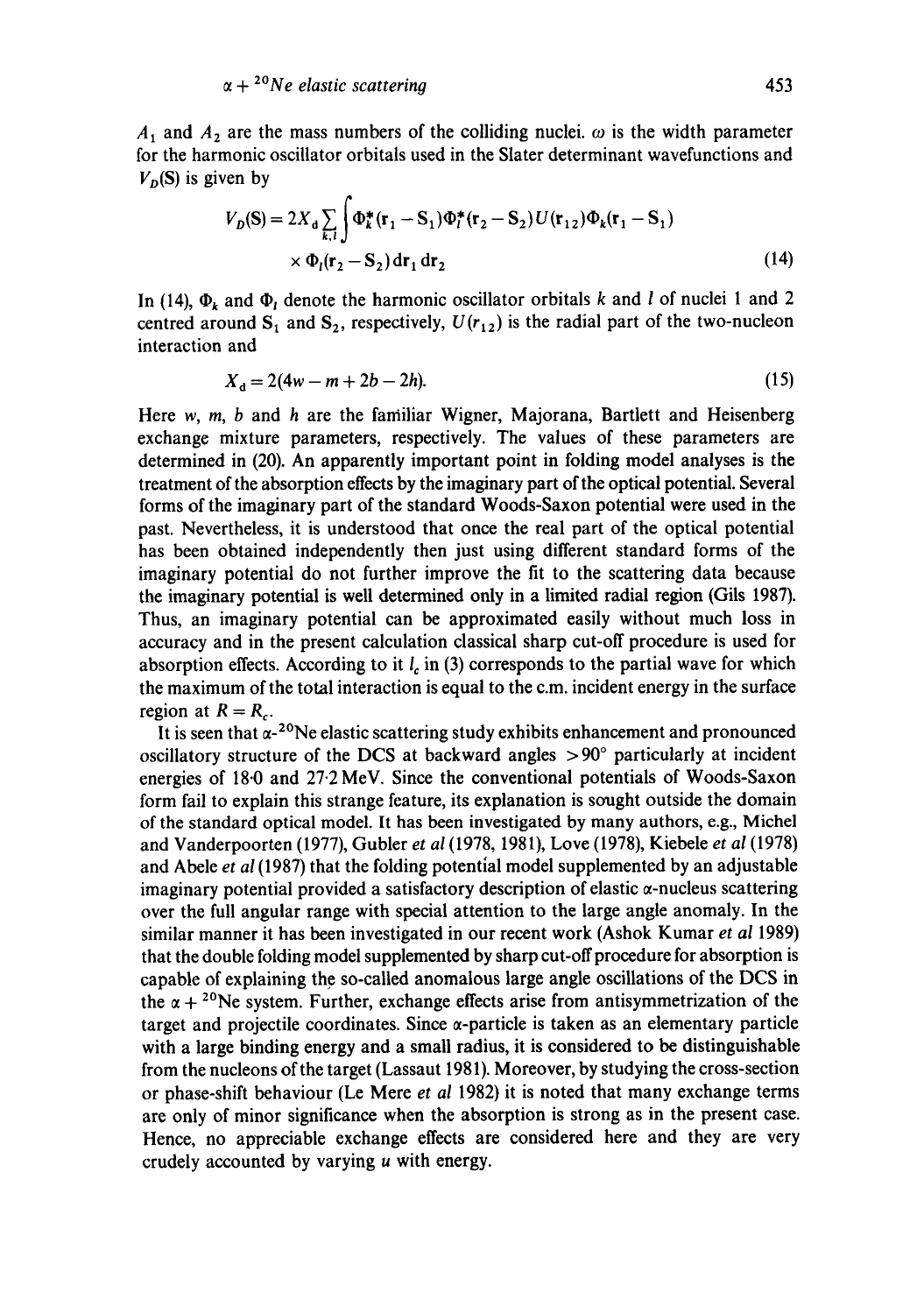$A_1$ and $A_2$ are the mass numbers of the colliding nuclei. $\omega$ is the width parameter for the harmonic oscillator orbitals used in the Slater determinant wavefunctions and $V_D(\mathbf{S})$ is given by

$$V_D(\mathbf{S}) = 2X_d \sum_{k,l} \int \Phi_k^*(\mathbf{r}_1 - \mathbf{S}_1)\Phi_l^*(\mathbf{r}_2 - \mathbf{S}_2) U(\mathbf{r}_{12}) \Phi_k(\mathbf{r}_1 - \mathbf{S}_1) \times \Phi_l(\mathbf{r}_2 - \mathbf{S}_2)\, d\mathbf{r}_1\, d\mathbf{r}_2 \tag{14}$$

In (14), $\Phi_k$ and $\Phi_l$ denote the harmonic oscillator orbitals $k$ and $l$ of nuclei 1 and 2 centred around $\mathbf{S}_1$ and $\mathbf{S}_2$, respectively, $U(r_{12})$ is the radial part of the two-nucleon interaction and

$$X_d = 2(4w - m + 2b - 2h). \tag{15}$$

Here $w$, $m$, $b$ and $h$ are the familiar Wigner, Majorana, Bartlett and Heisenberg exchange mixture parameters, respectively. The values of these parameters are determined in (20). An apparently important point in folding model analyses is the treatment of the absorption effects by the imaginary part of the optical potential. Several forms of the imaginary part of the standard Woods-Saxon potential were used in the past. Nevertheless, it is understood that once the real part of the optical potential has been obtained independently then just using different standard forms of the imaginary potential do not further improve the fit to the scattering data because the imaginary potential is well determined only in a limited radial region (Gils 1987). Thus, an imaginary potential can be approximated easily without much loss in accuracy and in the present calculation classical sharp cut-off procedure is used for absorption effects. According to it $l_c$ in (3) corresponds to the partial wave for which the maximum of the total interaction is equal to the c.m. incident energy in the surface region at $R = R_c$.

It is seen that $\alpha$-$^{20}$Ne elastic scattering study exhibits enhancement and pronounced oscillatory structure of the DCS at backward angles $>90°$ particularly at incident energies of 18·0 and 27·2 MeV. Since the conventional potentials of Woods-Saxon form fail to explain this strange feature, its explanation is sought outside the domain of the standard optical model. It has been investigated by many authors, e.g., Michel and Vanderpoorten (1977), Gubler *et al* (1978, 1981), Love (1978), Kiebele *et al* (1978) and Abele *et al* (1987) that the folding potential model supplemented by an adjustable imaginary potential provided a satisfactory description of elastic $\alpha$-nucleus scattering over the full angular range with special attention to the large angle anomaly. In the similar manner it has been investigated in our recent work (Ashok Kumar *et al* 1989) that the double folding model supplemented by sharp cut-off procedure for absorption is capable of explaining the so-called anomalous large angle oscillations of the DCS in the $\alpha + {}^{20}$Ne system. Further, exchange effects arise from antisymmetrization of the target and projectile coordinates. Since $\alpha$-particle is taken as an elementary particle with a large binding energy and a small radius, it is considered to be distinguishable from the nucleons of the target (Lassaut 1981). Moreover, by studying the cross-section or phase-shift behaviour (Le Mere *et al* 1982) it is noted that many exchange terms are only of minor significance when the absorption is strong as in the present case. Hence, no appreciable exchange effects are considered here and they are very crudely accounted by varying $u$ with energy.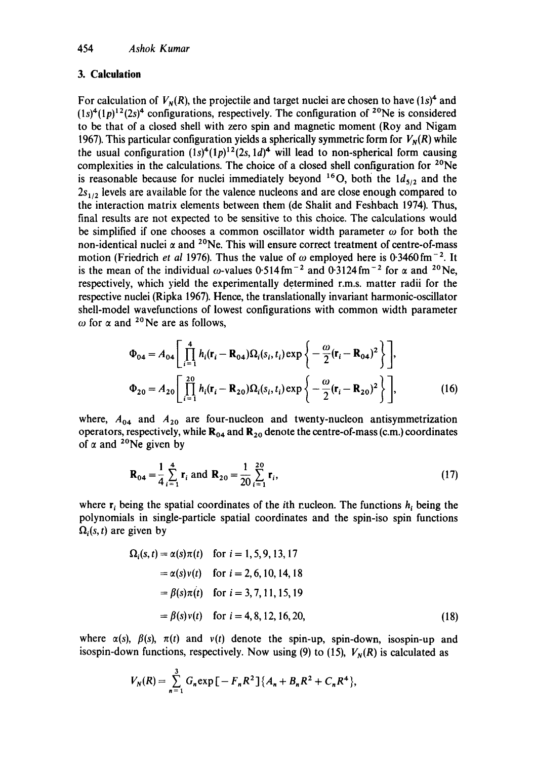## 3. Calculation

For calculation of $V_N(R)$, the projectile and target nuclei are chosen to have $(1s)^4$ and $(1s)^4(1p)^{12}(2s)^4$ configurations, respectively. The configuration of $^{20}$Ne is considered to be that of a closed shell with zero spin and magnetic moment (Roy and Nigam 1967). This particular configuration yields a spherically symmetric form for $V_N(R)$ while the usual configuration $(1s)^4(1p)^{12}(2s, 1d)^4$ will lead to non-spherical form causing complexities in the calculations. The choice of a closed shell configuration for $^{20}$Ne is reasonable because for nuclei immediately beyond $^{16}$O, both the $1d_{5/2}$ and the $2s_{1/2}$ levels are available for the valence nucleons and are close enough compared to the interaction matrix elements between them (de Shalit and Feshbach 1974). Thus, final results are not expected to be sensitive to this choice. The calculations would be simplified if one chooses a common oscillator width parameter $\omega$ for both the non-identical nuclei $\alpha$ and $^{20}$Ne. This will ensure correct treatment of centre-of-mass motion (Friedrich *et al* 1976). Thus the value of $\omega$ employed here is $0{\cdot}3460\,\text{fm}^{-2}$. It is the mean of the individual $\omega$-values $0{\cdot}514\,\text{fm}^{-2}$ and $0{\cdot}3124\,\text{fm}^{-2}$ for $\alpha$ and $^{20}$Ne, respectively, which yield the experimentally determined r.m.s. matter radii for the respective nuclei (Ripka 1967). Hence, the translationally invariant harmonic-oscillator shell-model wavefunctions of lowest configurations with common width parameter $\omega$ for $\alpha$ and $^{20}$Ne are as follows,

$$\Phi_{04} = A_{04}\left[\prod_{i=1}^{4} h_i(\mathbf{r}_i - \mathbf{R}_{04})\Omega_i(s_i, t_i)\exp\left\{-\frac{\omega}{2}(\mathbf{r}_i - \mathbf{R}_{04})^2\right\}\right],$$

$$\Phi_{20} = A_{20}\left[\prod_{i=1}^{20} h_i(\mathbf{r}_i - \mathbf{R}_{20})\Omega_i(s_i, t_i)\exp\left\{-\frac{\omega}{2}(\mathbf{r}_i - \mathbf{R}_{20})^2\right\}\right], \tag{16}$$

where, $A_{04}$ and $A_{20}$ are four-nucleon and twenty-nucleon antisymmetrization operators, respectively, while $\mathbf{R}_{04}$ and $\mathbf{R}_{20}$ denote the centre-of-mass (c.m.) coordinates of $\alpha$ and $^{20}$Ne given by

$$\mathbf{R}_{04} = \frac{1}{4}\sum_{i=1}^{4} \mathbf{r}_i \text{ and } \mathbf{R}_{20} = \frac{1}{20}\sum_{i=1}^{20} \mathbf{r}_i, \tag{17}$$

where $\mathbf{r}_i$ being the spatial coordinates of the $i$th nucleon. The functions $h_i$ being the polynomials in single-particle spatial coordinates and the spin-iso spin functions $\Omega_i(s, t)$ are given by

$$\begin{aligned}
\Omega_i(s,t) &= \alpha(s)\pi(t) \quad \text{for } i = 1, 5, 9, 13, 17 \\
&= \alpha(s)\nu(t) \quad \text{for } i = 2, 6, 10, 14, 18 \\
&= \beta(s)\pi(t) \quad \text{for } i = 3, 7, 11, 15, 19 \\
&= \beta(s)\nu(t) \quad \text{for } i = 4, 8, 12, 16, 20,
\end{aligned} \tag{18}$$

where $\alpha(s)$, $\beta(s)$, $\pi(t)$ and $\nu(t)$ denote the spin-up, spin-down, isospin-up and isospin-down functions, respectively. Now using (9) to (15), $V_N(R)$ is calculated as

$$V_N(R) = \sum_{n=1}^{3} G_n \exp[-F_n R^2]\{A_n + B_n R^2 + C_n R^4\},$$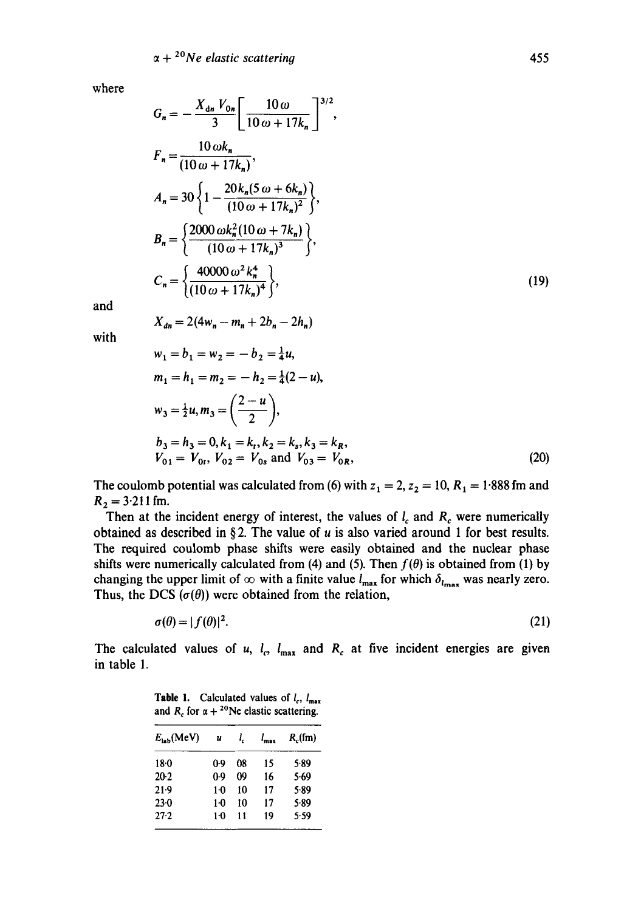where

$$
\begin{aligned}
G_n &= -\frac{X_{dn} V_{0n}}{3}\left[\frac{10\omega}{10\omega + 17k_n}\right]^{3/2}, \\
F_n &= \frac{10\omega k_n}{(10\omega + 17k_n)}, \\
A_n &= 30\left\{1 - \frac{20k_n(5\omega + 6k_n)}{(10\omega + 17k_n)^2}\right\}, \\
B_n &= \left\{\frac{2000\,\omega k_n^2(10\omega + 7k_n)}{(10\omega + 17k_n)^3}\right\}, \\
C_n &= \left\{\frac{40000\,\omega^2 k_n^4}{(10\omega + 17k_n)^4}\right\},
\end{aligned}
\tag{19}
$$

and

$$
X_{dn} = 2(4w_n - m_n + 2b_n - 2h_n)
$$

with

$$
\begin{aligned}
&w_1 = b_1 = w_2 = -b_2 = \tfrac{1}{4}u, \\
&m_1 = h_1 = m_2 = -h_2 = \tfrac{1}{4}(2-u), \\
&w_3 = \tfrac{1}{2}u, m_3 = \left(\frac{2-u}{2}\right), \\
&b_3 = h_3 = 0, k_1 = k_t, k_2 = k_s, k_3 = k_R, \\
&V_{01} = V_{0t}, V_{02} = V_{0s} \text{ and } V_{03} = V_{0R},
\end{aligned}
\tag{20}
$$

The coulomb potential was calculated from (6) with $z_1 = 2$, $z_2 = 10$, $R_1 = 1{\cdot}888$ fm and $R_2 = 3{\cdot}211$ fm.

Then at the incident energy of interest, the values of $l_c$ and $R_c$ were numerically obtained as described in § 2. The value of $u$ is also varied around 1 for best results. The required coulomb phase shifts were easily obtained and the nuclear phase shifts were numerically calculated from (4) and (5). Then $f(\theta)$ is obtained from (1) by changing the upper limit of $\infty$ with a finite value $l_{max}$ for which $\delta_{l_{max}}$ was nearly zero. Thus, the DCS ($\sigma(\theta)$) were obtained from the relation,

$$
\sigma(\theta) = |f(\theta)|^2. \tag{21}
$$

The calculated values of $u$, $l_c$, $l_{max}$ and $R_c$ at five incident energies are given in table 1.

**Table 1.** Calculated values of $l_c$, $l_{max}$ and $R_c$ for $\alpha + {}^{20}Ne$ elastic scattering.

| $E_{lab}$(MeV) | $u$ | $l_c$ | $l_{max}$ | $R_c$(fm) |
|---|---|---|---|---|
| 18·0 | 0·9 | 08 | 15 | 5·89 |
| 20·2 | 0·9 | 09 | 16 | 5·69 |
| 21·9 | 1·0 | 10 | 17 | 5·89 |
| 23·0 | 1·0 | 10 | 17 | 5·89 |
| 27·2 | 1·0 | 11 | 19 | 5·59 |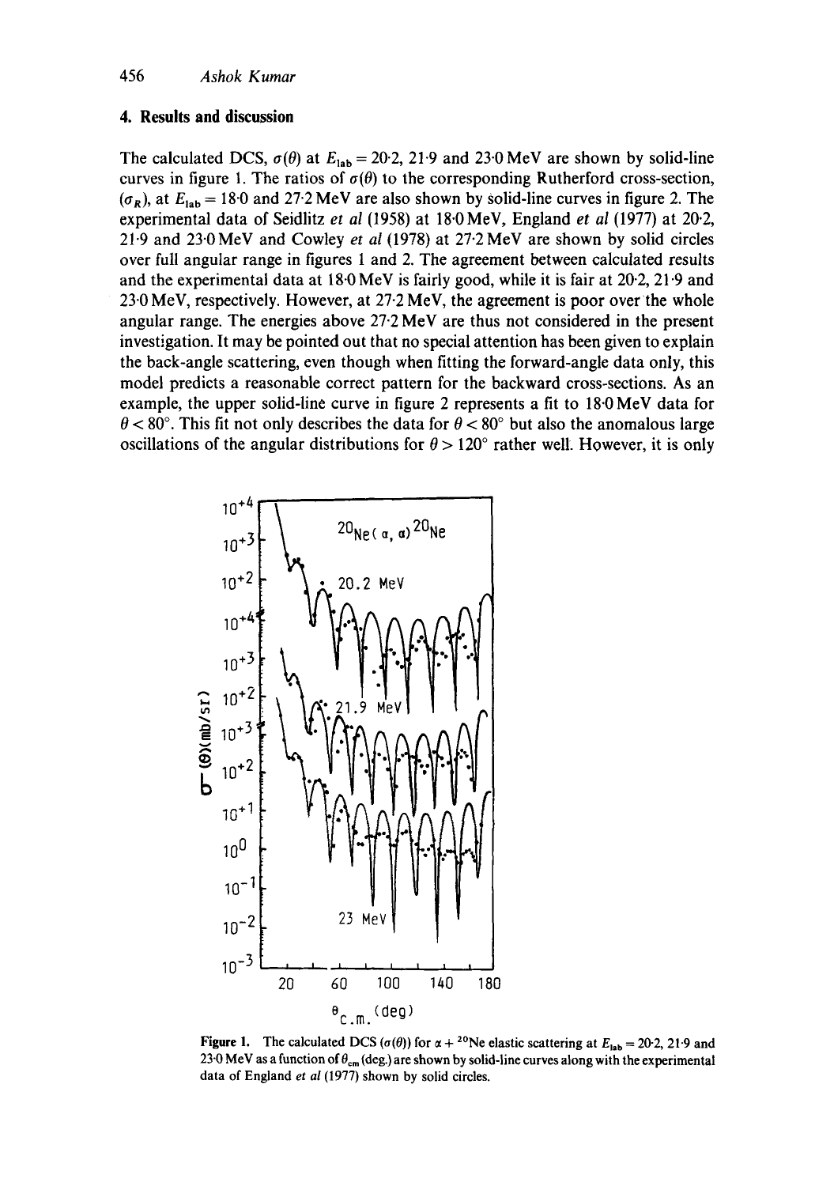## 4. Results and discussion

The calculated DCS, $\sigma(\theta)$ at $E_{\text{lab}} = 20{\cdot}2$, $21{\cdot}9$ and $23{\cdot}0$ MeV are shown by solid-line curves in figure 1. The ratios of $\sigma(\theta)$ to the corresponding Rutherford cross-section, $(\sigma_R)$, at $E_{\text{lab}} = 18{\cdot}0$ and $27{\cdot}2$ MeV are also shown by solid-line curves in figure 2. The experimental data of Seidlitz *et al* (1958) at 18·0 MeV, England *et al* (1977) at 20·2, 21·9 and 23·0 MeV and Cowley *et al* (1978) at 27·2 MeV are shown by solid circles over full angular range in figures 1 and 2. The agreement between calculated results and the experimental data at 18·0 MeV is fairly good, while it is fair at 20·2, 21·9 and 23·0 MeV, respectively. However, at 27·2 MeV, the agreement is poor over the whole angular range. The energies above 27·2 MeV are thus not considered in the present investigation. It may be pointed out that no special attention has been given to explain the back-angle scattering, even though when fitting the forward-angle data only, this model predicts a reasonable correct pattern for the backward cross-sections. As an example, the upper solid-line curve in figure 2 represents a fit to 18·0 MeV data for $\theta < 80°$. This fit not only describes the data for $\theta < 80°$ but also the anomalous large oscillations of the angular distributions for $\theta > 120°$ rather well. However, it is only

**Figure 1.** The calculated DCS ($\sigma(\theta)$) for $\alpha + {}^{20}\text{Ne}$ elastic scattering at $E_{\text{lab}} = 20{\cdot}2$, $21{\cdot}9$ and $23{\cdot}0$ MeV as a function of $\theta_{\text{cm}}$ (deg.) are shown by solid-line curves along with the experimental data of England *et al* (1977) shown by solid circles.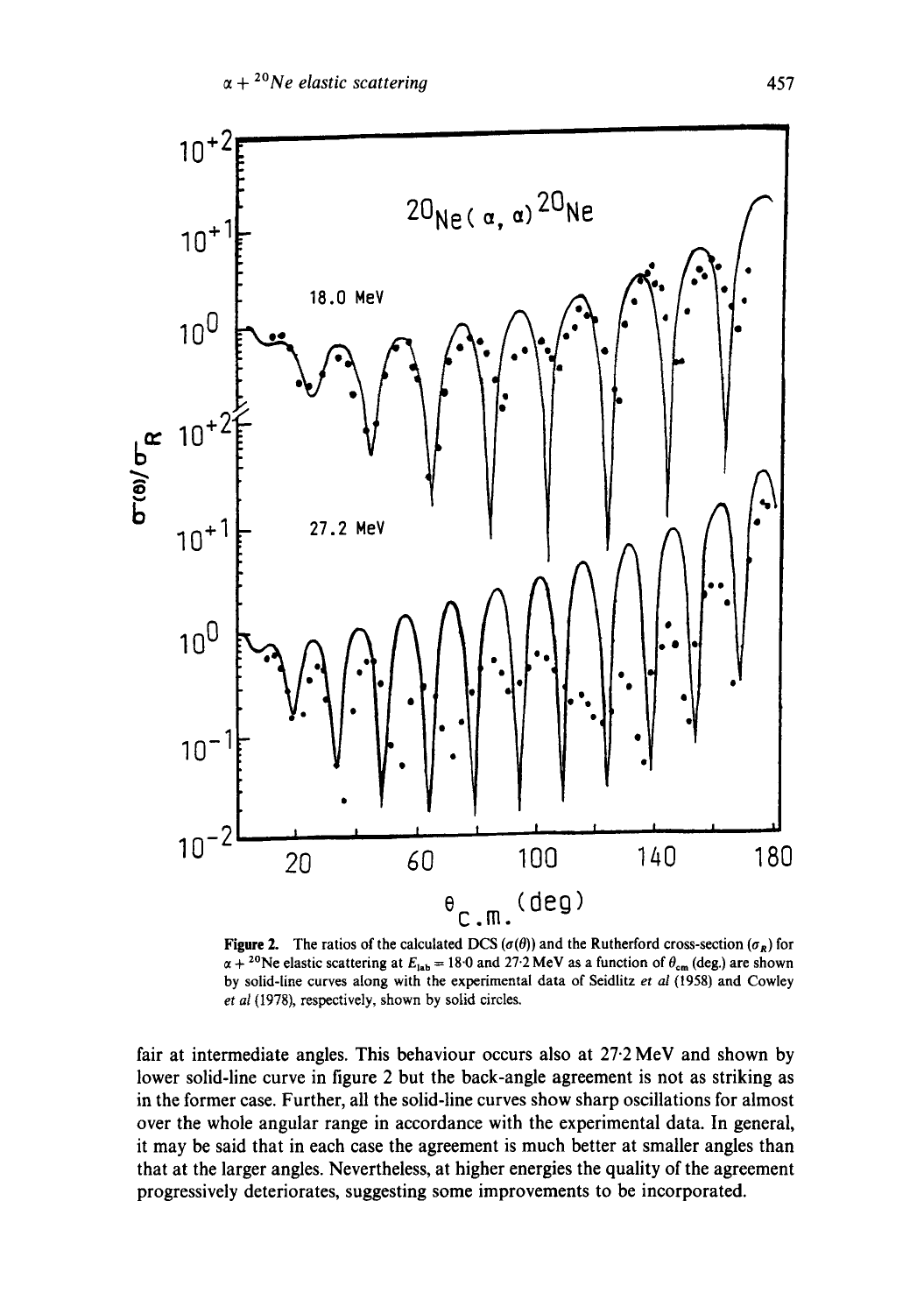**Figure 2.** The ratios of the calculated DCS ($\sigma(\theta)$) and the Rutherford cross-section ($\sigma_R$) for $\alpha + {}^{20}Ne$ elastic scattering at $E_{lab} = 18{\cdot}0$ and $27{\cdot}2$ MeV as a function of $\theta_{cm}$ (deg.) are shown by solid-line curves along with the experimental data of Seidlitz *et al* (1958) and Cowley *et al* (1978), respectively, shown by solid circles.

fair at intermediate angles. This behaviour occurs also at 27·2 MeV and shown by lower solid-line curve in figure 2 but the back-angle agreement is not as striking as in the former case. Further, all the solid-line curves show sharp oscillations for almost over the whole angular range in accordance with the experimental data. In general, it may be said that in each case the agreement is much better at smaller angles than that at the larger angles. Nevertheless, at higher energies the quality of the agreement progressively deteriorates, suggesting some improvements to be incorporated.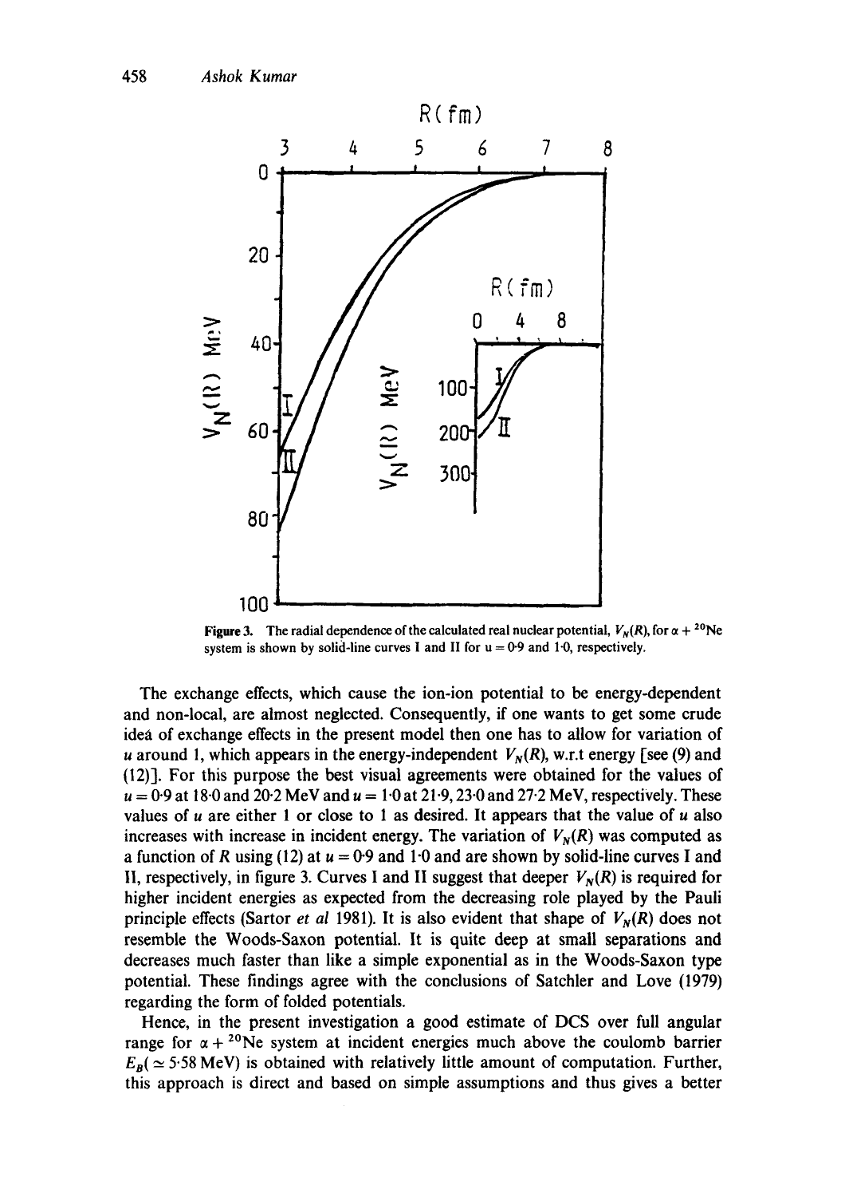**Figure 3.** The radial dependence of the calculated real nuclear potential, $V_N(R)$, for $\alpha + {}^{20}$Ne system is shown by solid-line curves I and II for $u = 0{\cdot}9$ and $1{\cdot}0$, respectively.

The exchange effects, which cause the ion-ion potential to be energy-dependent and non-local, are almost neglected. Consequently, if one wants to get some crude ideá of exchange effects in the present model then one has to allow for variation of $u$ around 1, which appears in the energy-independent $V_N(R)$, w.r.t energy [see (9) and (12)]. For this purpose the best visual agreements were obtained for the values of $u = 0{\cdot}9$ at 18·0 and 20·2 MeV and $u = 1{\cdot}0$ at 21·9, 23·0 and 27·2 MeV, respectively. These values of $u$ are either 1 or close to 1 as desired. It appears that the value of $u$ also increases with increase in incident energy. The variation of $V_N(R)$ was computed as a function of $R$ using (12) at $u = 0{\cdot}9$ and $1{\cdot}0$ and are shown by solid-line curves I and II, respectively, in figure 3. Curves I and II suggest that deeper $V_N(R)$ is required for higher incident energies as expected from the decreasing role played by the Pauli principle effects (Sartor *et al* 1981). It is also evident that shape of $V_N(R)$ does not resemble the Woods-Saxon potential. It is quite deep at small separations and decreases much faster than like a simple exponential as in the Woods-Saxon type potential. These findings agree with the conclusions of Satchler and Love (1979) regarding the form of folded potentials.

Hence, in the present investigation a good estimate of DCS over full angular range for $\alpha + {}^{20}$Ne system at incident energies much above the coulomb barrier $E_B(\simeq 5{\cdot}58\,\text{MeV})$ is obtained with relatively little amount of computation. Further, this approach is direct and based on simple assumptions and thus gives a better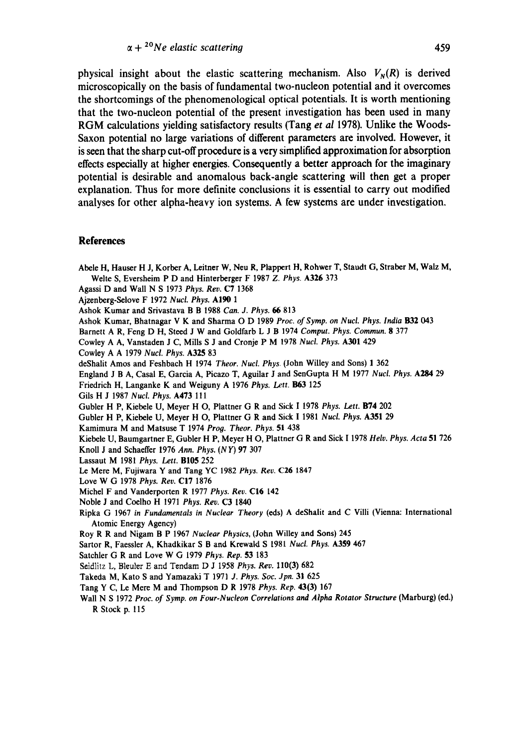physical insight about the elastic scattering mechanism. Also $V_N(R)$ is derived microscopically on the basis of fundamental two-nucleon potential and it overcomes the shortcomings of the phenomenological optical potentials. It is worth mentioning that the two-nucleon potential of the present investigation has been used in many RGM calculations yielding satisfactory results (Tang *et al* 1978). Unlike the Woods-Saxon potential no large variations of different parameters are involved. However, it is seen that the sharp cut-off procedure is a very simplified approximation for absorption effects especially at higher energies. Consequently a better approach for the imaginary potential is desirable and anomalous back-angle scattering will then get a proper explanation. Thus for more definite conclusions it is essential to carry out modified analyses for other alpha-heavy ion systems. A few systems are under investigation.

## References

Abele H, Hauser H J, Korber A, Leitner W, Neu R, Plappert H, Rohwer T, Staudt G, Straber M, Walz M, Welte S, Eversheim P D and Hinterberger F 1987 *Z. Phys.* **A326** 373

Agassi D and Wall N S 1973 *Phys. Rev.* **C7** 1368

Ajzenberg-Selove F 1972 *Nucl. Phys.* **A190** 1

Ashok Kumar and Srivastava B B 1988 *Can. J. Phys.* **66** 813

Ashok Kumar, Bhatnagar V K and Sharma O D 1989 *Proc. of Symp. on Nucl. Phys. India* **B32** 043

Barnett A R, Feng D H, Steed J W and Goldfarb L J B 1974 *Comput. Phys. Commun.* **8** 377

Cowley A A, Vanstaden J C, Mills S J and Cronje P M 1978 *Nucl. Phys.* **A301** 429

Cowley A A 1979 *Nucl. Phys.* **A325** 83

deShalit Amos and Feshbach H 1974 *Theor. Nucl. Phys.* (John Willey and Sons) **1** 362

England J B A, Casal E, Garcia A, Picazo T, Aguilar J and SenGupta H M 1977 *Nucl. Phys.* **A284** 29

Friedrich H, Langanke K and Weiguny A 1976 *Phys. Lett.* **B63** 125

Gils H J 1987 *Nucl. Phys.* **A473** 111

Gubler H P, Kiebele U, Meyer H O, Plattner G R and Sick I 1978 *Phys. Lett.* **B74** 202

Gubler H P, Kiebele U, Meyer H O, Plattner G R and Sick I 1981 *Nucl. Phys.* **A351** 29

Kamimura M and Matsuse T 1974 *Prog. Theor. Phys.* **51** 438

Kiebele U, Baumgartner E, Gubler H P, Meyer H O, Plattner G R and Sick I 1978 *Helv. Phys. Acta* **51** 726

Knoll J and Schaeffer 1976 *Ann. Phys. (NY)* **97** 307

Lassaut M 1981 *Phys. Lett.* **B105** 252

Le Mere M, Fujiwara Y and Tang YC 1982 *Phys. Rev.* **C26** 1847

Love W G 1978 *Phys. Rev.* **C17** 1876

Michel F and Vanderporten R 1977 *Phys. Rev.* **C16** 142

Noble J and Coelho H 1971 *Phys. Rev.* **C3** 1840

Ripka G 1967 *in Fundamentals in Nuclear Theory* (eds) A deShalit and C Villi (Vienna: International Atomic Energy Agency)

Roy R R and Nigam B P 1967 *Nuclear Physics*, (John Willey and Sons) 245

Sartor R, Faessler A, Khadkikar S B and Krewald S 1981 *Nucl. Phys.* **A359** 467

Satchler G R and Love W G 1979 *Phys. Rep.* **53** 183

Seidlitz L, Bleuler E and Tendam D J 1958 *Phys. Rev.* **110(3)** 682

Takeda M, Kato S and Yamazaki T 1971 *J. Phys. Soc. Jpn.* **31** 625

Tang Y C, Le Mere M and Thompson D R 1978 *Phys. Rep.* **43(3)** 167

Wall N S 1972 *Proc. of Symp. on Four-Nucleon Correlations and Alpha Rotator Structure* (Marburg) (ed.) R Stock p. 115